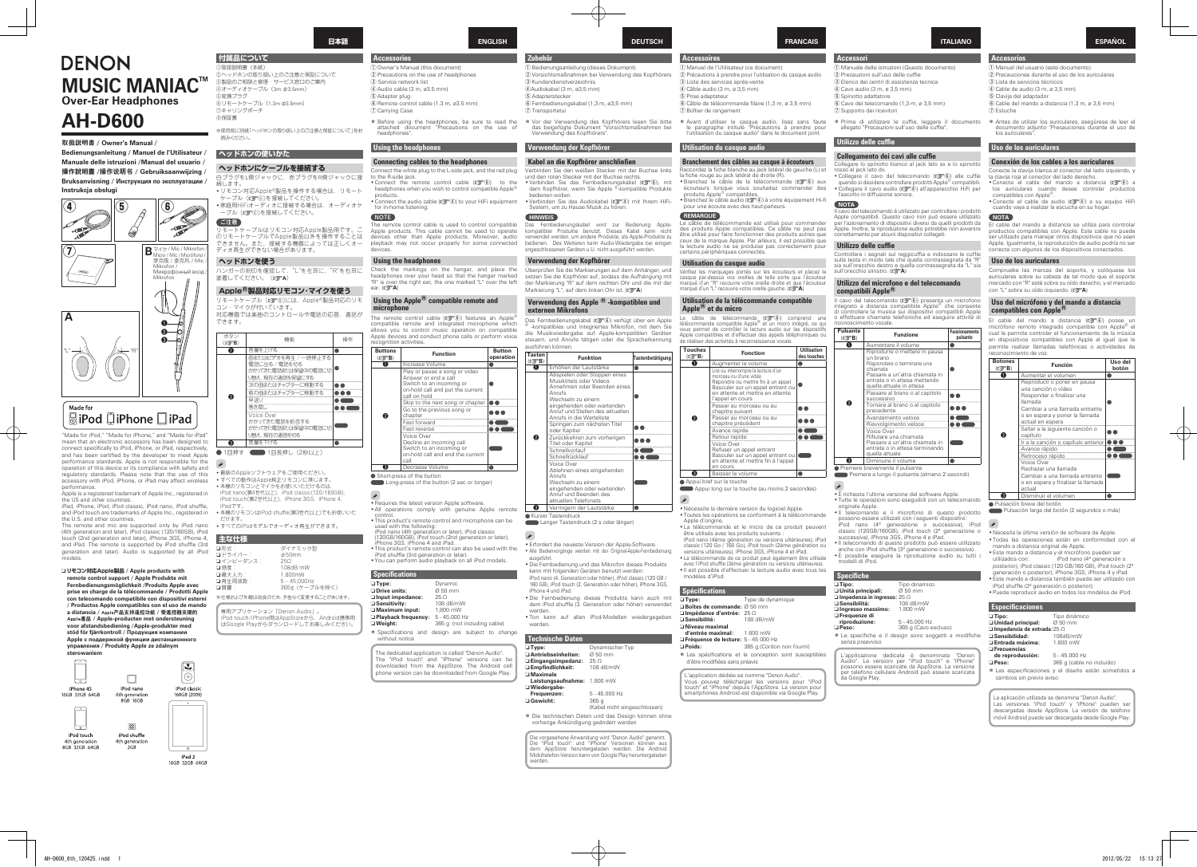# DENON

# MUSIC MANIAC™

## Over-Ear Headphones

# AH-D600

**取扱説明書 / Owner's Manual / Bedienungsanleitung / Manuel de l'Utilisateur / Manuale delle istruzioni /Manual del usuario / 操作說明書 / 操作说明书 / Gebruiksaanwijzing / Bruksanvisning / Инструкция по эксплуатации / Instrukcja obsługi**

B マイク / Mic / Mikrofon / Micro / Mic / Micrófono / 麥克風 / 麦克风 / Mic / Mikrofon / Микрофонный вход / Mikrofon

Made for iPod iPhone iPad

"Made for iPod," "Made for iPhone," and "Made for iPad" mean that an electronic accessory has been designed to connect specifically to iPod, iPhone, or iPad, respectively, and has been certified by the developer to meet Apple performance standards. Apple is not responsible for the operation of this device or its compliance with safety and regulatory standards. Please note that the use of this accessory with iPod, iPhone, or iPad may affect wireless performance.

Apple is a registered trademark of Apple Inc., registered in the US and other countries.

iPad, iPhone, iPod, iPod classic, iPod nano, iPod shuffle, and iPod touch are trademarks of Apple Inc., registered in the U.S. and other countries.

The remote and mic are supported only by iPod nano (4th generation and later), iPod classic (120/160GB), iPod touch (2nd generation and later), iPhone 3GS, iPhone 4, and iPad. The remote is supported by iPod shuffle (3rd generation and later). Audio is supported by all iPod models.

**❑ リモコン対応Apple製品 / Apple products with remote control support / Apple Produkte mit Fernbedienungsmöglichkeit /Produits Apple avec prise en charge de la télécommande / Prodotti Apple con telecomando compatibile con dispositivi esterni / Productos Apple compatibles con el uso de mando a distancia / Apple产品支持遥控功能 / 支援搖控功能 Apple產品 / Apple-producten met ondersteuning voor afstandsbediening /Apple-produkter med stöd för fjärrkontroll / Продукция компании Apple с поддержкой функции дистанционного управления / Produkty Apple ze zdalnym sterowaniem**

iPhone 4S 16GB 32GB 64GB
iPod nano 6th generation 8GB 16GB
iPod classic 160GB (2009)
iPod touch 4th generation 8GB 32GB 64GB
iPod shuffle 4th generation 2GB
iPad 2 16GB 32GB 64GB

---

## 日本語

### 付属品について

①取扱説明書（本紙）
②ヘッドホンの取り扱い上のご注意と保証について
③製品のご相談と修理・サービス窓口のご案内
④オーディオケーブル（3m ø3.5mm）
⑤変換プラグ
⑥リモートケーブル（1.3m ø3.5mm）
⑦キャリングポーチ
⑧保証書

※使用前に別紙「ヘッドホンの取り扱い上のご注意と保証について」をお読みください。

### ヘッドホンの使いかた

#### ヘッドホンにケーブルを接続する

白プラグをL側ジャックに、赤プラグをR側ジャックに接続します。
- リモコン対応Apple®製品を操作する場合は、リモートケーブル（☞⑥）を接続してください。
- 家庭用HiFiオーディオに接続する場合は、オーディオケーブル（☞④）を接続してください。

**ご注意**
リモートケーブルはリモコン対応Apple製品用です。このリモートケーブルでApple製品以外を操作することはできません。また、接続する機器によっては正しくオーディオ再生ができない場合があります。

#### ヘッドホンを使う

ハンガーの刻印を確認して、"L"を左耳に、"R"を右耳に装着してください。（☞A）

#### Apple®製品対応リモコン・マイクを使う

リモートケーブル（☞⑥）には、Apple®製品対応のリモコン・マイクが付いています。
対応機器では楽曲のコントロールや電話の応答、通話ができます。

| ボタン（☞B） | 機能 | |
|---|---|---|
| ❶ | 音量を上げる | ● |
| ❷ | 曲またはビデオを再生 / 一時停止する 電話に出る / 電話を切る かかってきた電話または保留中の電話に切り替え、現在の通話を保留にする | ● |
| | 次の曲またはチャプターに移動する | ●● |
| | 前の曲またはチャプターに移動する | ●●● |
| | 早送り | ●▬ |
| | 巻き戻し | ●●▬ |
| | Voice Over かかってきた電話を拒否する かかってきた電話または保留中の電話に切り替え、現在の通話を切る | ▬ |
| ❸ | 音量を下げる | ● |

● 1回押す　▬ 1回長押し（2秒以上）

- 最新のAppleソフトウェアをご使用ください。
- すべての動作はApple純正リモコンに準じます。
- 本機のリモコンとマイクをお使いいただけるのは、iPod nano(第4世代以上)、iPod classic(120/160GB)、iPod touch(第2世代以上)、iPhone 3GS、iPhone 4、iPadです。
- 本機のリモコンはiPod shuffle(第3世代以上)でもお使いいただけます。
- すべてのiPodモデルでオーディオ再生ができます。

### 主な仕様

| | |
|---|---|
| ❑ 形式 | ダイナミック型 |
| ❑ ドライバー | ø50mm |
| ❑ インピーダンス | 25Ω |
| ❑ 感度 | 108dB/mW |
| ❑ 最大入力 | 1,800mW |
| ❑ 再生周波数 | 5 - 45,000Hz |
| ❑ 質量 | 365g（ケーブルを除く） |

※仕様および外観は改良のため、予告なく変更することがあります。

専用アプリケーション「Denon Audio」。
iPod touch/iPhone用はAppStoreから、Android携帯用はGoogle Playからダウンロードしてお楽しみください。

---

## ENGLISH

### Accessories

① Owner's Manual (this document)
② Precautions on the use of headphones
③ Service network list
④ Audio cable (3 m, ø3.5 mm)
⑤ Adapter plug
⑥ Remote control cable (1.3 m, ø3.5 mm)
⑦ Carrying Case

✽ Before using the headphones, be sure to read the attached document "Precautions on the use of headphones".

### Using the headphones

#### Connecting cables to the headphones

Connect the white plug to the L-side jack, and the red plug to the R-side jack.
- Connect the remote control cable (☞⑥) to the headphones when you wish to control compatible Apple® products.
- Connect the audio cable (☞④) to your HiFi equipment for in-home listening.

**NOTE**
The remote control cable is used to control compatible Apple products. This cable cannot be used to operate devices other than Apple products. Moreover, audio playback may not occur properly for some connected devices.

#### Using the headphones

Check the markings on the hanger, and place the headphones over your head so that the hanger marked "R" is over the right ear, the marked "L" over the left ear. (☞A)

#### Using the Apple® compatible remote and microphone

The remote control cable (☞⑥) features an Apple® compatible remote and integrated microphone which allows you to control music operation on compatible Apple devices and conduct phone calls or perform voice recognition activities.

| Buttons (☞B) | Function | Button operation |
|---|---|---|
| ❶ | Increase Volume | ● |
| ❷ | Play or pause a song or video; Answer or end a call; Switch to an incoming or on-hold call and put the current call on hold | ● |
| | Skip to the next song or chapter | ●● |
| | Go to the previous song or chapter | ●●● |
| | Fast forward | ●▬ |
| | Fast reverse | ●●▬ |
| | Voice Over; Decline an incoming call; Switch to an incoming or on-hold call and end the current call | ▬ |
| ❸ | Decrease Volume | ● |

● Short-press of the button
▬ Long-press of the button (2 sec or longer)

- Requires the latest version Apple software.
- All operations comply with genuine Apple remote control.
- This product's remote control and microphone can be used with the following: iPod nano (4th generation or later), iPod classic (120GB/160GB), iPod touch (2nd generation or later), iPhone 3GS, iPhone 4 and iPad.
- This product's remote control can also be used with the iPod shuffle (3rd generation or later).
- You can perform audio playback on all iPod models.

### Specifications

| | |
|---|---|
| ❑ Type: | Dynamic |
| ❑ Drive units: | Ø 50 mm |
| ❑ Input impedance: | 25 Ω |
| ❑ Sensitivity: | 108 dB/mW |
| ❑ Maximum input: | 1,800 mW |
| ❑ Playback frequency: | 5 - 45,000 Hz |
| ❑ Weight: | 365 g (not including cable) |

✽ Specifications and design are subject to change without notice

The dedicated application is called "Denon Audio". The "iPod touch" and "iPhone" versions can be downloaded from the AppStore. The Android cell phone version can be downloaded from Google Play.

---

## DEUTSCH

### Zubehör

① Bedienungsanleitung (dieses Dokument)
② Vorsichtsmaßnahmen bei Verwendung des Kopfhörers
③ Kundendienstverzeichnis
④ Audiokabel (3 m, ø3,5 mm)
⑤ Adapterstecker
⑥ Fernbedienungskabel (1,3 m, ø3,5 mm)
⑦ Transportetui

✽ Vor der Verwendung des Kopfhörers lesen Sie bitte das beigefügte Dokument "Vorsichtsmaßnahmen bei Verwendung des Kopfhörers".

### Verwendung der Kopfhörer

#### Kabel an die Kopfhörer anschließen

Verbinden Sie den weißen Stecker mit der Buchse links und den roten Stecker mit der Buchse rechts.
- Verbinden Sie das Fernbedienungskabel (☞⑥) mit dem Kopfhörer, wenn Sie Apple ®-kompatible Produkte bedienen wollen.
- Verbinden Sie das Audiokabel (☞④) mit Ihrem HiFi-System, um zu Hause Musik zu hören.

**HINWEIS**
Das Fernbedienungskabel wird zur Bedienung Apple-kompatibler Produkte benutzt. Dieses Kabel kann nicht verwendet werden, um andere Produkte, als Apple-Produkte zu bedienen. Des Weiteren kann Audio-Wiedergabe bei einigen angeschlossenen Geräten u.U. nicht ausgeführt werden.

#### Verwendung der Kopfhörer

Überprüfen Sie die Markierungen auf dem Anhänger, und setzen Sie die Kopfhörer auf, sodass die Aufhängung mit der Markierung "R" auf dem rechten Ohr und die mit der Markierung "L" auf dem linken Ohr ist. (☞A)

#### Verwendung des Apple ®-kompatiblen und externen Mikrofons

Das Fernbedienungskabel (☞⑥) verfügt über ein Apple ®-kompatibles und integriertes Mikrofon, mit dem Sie die Musikwiedergabe auf Apple-kompatiblen Geräten steuern, und Anrufe tätigen oder die Spracherkennung ausführen können.

| Tasten (☞B) | Funktion | Tastenbetätigung |
|---|---|---|
| ❶ | Erhöhen der Lautstärke | ● |
| ❷ | Abspielen oder Stoppen eines Musiktitels oder Videos; Annehmen oder Beenden eines Anrufs; Wechseln zu einem eingehenden oder wartenden Anruf und Stellen des aktuellen Anrufs in die Warteliste | ● |
| | Springen zum nächsten Titel oder Kapitel | ●● |
| | Zurückkehren zum vorherigen Titel oder Kapitel | ●●● |
| | Schnellvorlauf | ●▬ |
| | Schnellrücklauf | ●●▬ |
| | Voice Over; Ablehnen eines eingehenden Anrufs; Wechseln zu einem eingehenden oder wartenden Anruf und Beenden des aktuellen Telefonats | ▬ |
| ❸ | Verringern der Lautstärke | ● |

● Kurzer Tastendruck
▬ Langer Tastendruck (2 s oder länger)

- Erfordert die neueste Version der Apple-Software.
- Alle Bedienvorgänge werden mit der Original-Apple-Fernbedienung ausgeführt.
- Die Fernbedienung und das Mikrofon dieses Produkts kann mit folgenden Geräten benutzt werden: iPod nano (4. Generation oder höher), iPod classic (120 GB / 160 GB), iPod touch (2. Generation oder höher), iPhone 3GS, iPhone 4 und iPad.
- Die Fernbedienung dieses Produkts kann auch mit dem iPod shuffle (3. Generation oder höher) verwendet werden.
- Ton kann auf allen iPod-Modellen wiedergegeben werden.

### Technische Daten

| | |
|---|---|
| ❑ Type: | Dynamischer Typ |
| ❑ Antriebseinheiten: | Ø 50 mm |
| ❑ Eingangsimpedanz: | 25 Ω |
| ❑ Empfindlichkeit: | 108 dB/mW |
| ❑ Maximale Leistungsaufnahme: | 1.800 mW |
| ❑ Wiedergabe-Frequenzen: | 5 - 45.000 Hz |
| ❑ Gewicht: | 365 g (Kabel nicht eingeschlossen) |

✽ Die technischen Daten und das Design können ohne vorherige Ankündigung geändert werden

Die vorgesehene Anwendung wird "Denon Audio" genannt. Die "iPod touch" und "iPhone" Versionen können aus dem AppStore heruntergeladen werden. Die Android Mobiltelefon-Version kann von Google Play heruntergeladen werden.

---

## FRANCAIS

### Accessoires

① Manuel de l'Utilisateur (ce document)
② Précautions à prendre pour l'utilisation du casque audio
③ Liste des services après-vente
④ Câble audio (3 m, ø 3,5 mm)
⑤ Prise adaptateur
⑥ Câble de télécommande filaire (1,3 m, ø 3,5 mm)
⑦ Boîtier de rangement

✽ Avant d'utiliser le casque audio, lisez sans faute le paragraphe intitulé "Précautions à prendre pour l'utilisation du casque audio" dans le document joint.

### Utilisation du casque audio

#### Branchement des câbles au casque à écouteurs

Raccordez la fiche blanche au jack latéral de gauche (L) et la fiche rouge au jack latéral de droite (R).
- Branchez le câble de la télécommande (☞⑥) aux écouteurs lorsque vous souhaitez commander des produits Apple® compatibles.
- Branchez le câble audio (☞④) à votre équipement Hi-fi pour une écoute avec des haut-parleurs.

**REMARQUE**
Le câble de télécommande est utilisé pour commander des produits Apple compatibles. Ce câble ne peut pas être utilisé pour faire fonctionner des produits autres que ceux de la marque Apple. Par ailleurs, il est possible que la lecture audio ne se produise pas correctement pour certains périphériques connectés.

#### Utilisation du casque audio

Vérifiez les marquages portés sur les écouteurs et placez le casque par-dessus vos oreilles de telle sorte que l'écouteur marqué d'un "R" recouvre votre oreille droite et que l'écouteur marqué d'un "L" recouvre votre oreille gauche. (☞A)

#### Utilisation de la télécommande compatible Apple® et du micro

Le câble de télécommande (☞⑥) comprend une télécommande compatible Apple® et un micro intégré, ce qui vous permet de contrôler la lecture audio sur les dispositifs Apple compatibles et d'effectuer des appels téléphoniques ou de réaliser des activités à reconnaissance vocale.

| Touches (☞B) | Fonction | Utilisation des touches |
|---|---|---|
| ❶ | Augmenter le volume | ● |
| ❷ | Lire ou interrompre la lecture d'un morceau ou d'une vidéo; Répondre ou mettre fin à un appel; Basculer sur un appel entrant ou en attente et mettre en attente l'appel en cours | ● |
| | Passer au morceau ou au chapitre suivant | ●● |
| | Passer au morceau ou au chapitre précédent | ●●● |
| | Avance rapide | ●▬ |
| | Retour rapide | ●●▬ |
| | Voice Over; Refuser un appel entrant; Basculer sur un appel entrant ou en attente et mettre fin à l'appel en cours | ▬ |
| ❸ | Baisser le volume | ● |

● Appui bref sur la touche
▬ Appui long sur la touche (au moins 2 secondes)

- Nécessite la dernière version du logiciel Apple.
- Toutes les opérations se conforment à la télécommande Apple d'origine.
- La télécommande et le micro de ce produit peuvent être utilisés avec les produits suivants : iPod nano (4ème génération ou versions ultérieures), iPod classic (120 Go / 160 Go), iPod touch (2ème génération ou versions ultérieures), iPhone 3GS, iPhone 4 et iPad.
- La télécommande de ce produit peut également être utilisée avec l'iPod shuffle (3ème génération ou versions ultérieures).
- Il est possible d'effectuer la lecture audio avec tous les modèles d'iPod.

### Spécifications

| | |
|---|---|
| ❑ Type: | Type de dynamique |
| ❑ Boîtes de commande: | Ø 50 mm |
| ❑ Impédance d'entrée: | 25 Ω |
| ❑ Sensibilité: | 108 dB/mW |
| ❑ Niveau maximal d'entrée maximal: | 1 800 mW |
| ❑ Fréquence de lecture: | 5 - 45 000 Hz |
| ❑ Poids: | 365 g (Cordon non fourni) |

✽ Les spécifications et la conception sont susceptibles d'être modifiées sans préavis

L'application dédiée se nomme "Denon Audio". Vous pouvez télécharger les versions pour "iPod touch" et "iPhone" depuis l'AppStore. La version pour smartphones Android est disponible via Google Play.

---

## ITALIANO

### Accessori

① Manuale delle istruzioni (Questo documento)
② Precauzioni sull'uso delle cuffie
③ Elenco dei centri di assistenza tecnica
④ Cavo audio (3 m, ø 3,5 mm)
⑤ Spinotto adattatore
⑥ Cavo del telecomando (1,3 m, ø 3,5 mm)
⑦ Supporto dei ricevitori

✽ Prima di utilizzare le cuffie, leggere il documento allegato "Precauzioni sull'uso delle cuffie".

### Utilizzo delle cuffie

#### Collegamento dei cavi alle cuffie

Collegare lo spinotto bianco al jack lato sx e lo spinotto rosso al jack lato dx.
- Collegare il cavo del telecomando (☞⑥) alle cuffie quando si desidera controllare prodotti Apple® compatibili.
- Collegare il cavo audio (☞④) all'apparecchio HiFi per l'ascolto in diffusione sonora.

**NOTA**
Il cavo del telecomando è utilizzato per controllare i prodotti Apple compatibili. Questo cavo non può essere utilizzato per l'azionamento di dispositivi diversi da quelli prodotti da Apple. Inoltre, la riproduzione audio potrebbe non avvenire correttamente per alcuni dispositivi collegati.

#### Utilizzo delle cuffie

Controllare i segnali sul reggicuffia e indossare le cuffie sulla testa in modo tale che quella contrassegnata da "R" sia sull'orecchio destro e quella contrassegnata da "L" sia sull'orecchio sinistro. (☞A)

#### Utilizzo del microfono e del telecomando compatibili Apple®

Il cavo del telecomando (☞⑥) presenta un microfono integrato e un telecomando compatibile Apple® che consente di controllare la musica su dispositivi compatibili Apple o effettuare chiamate telefoniche ed eseguire attività di riconoscimento vocale.

| Pulsante (☞B) | Funzione | Funzionamento pulsante |
|---|---|---|
| ❶ | Aumentare il volume | ● |
| ❷ | Riprodurre o mettere in pausa un brano; Rispondere o terminare una chiamata; Passare a un'altra chiamata in entrata o in attesa mettendo quella attuale in attesa | ● |
| | Passare al brano o al capitolo successivo | ●● |
| | Tornare al brano o al capitolo precedente | ●●● |
| | Avanzamento veloce | ●▬ |
| | Riavvolgimento veloce | ●●▬ |
| | Voice Over; Rifiutare una chiamata; Passare a un'altra chiamata in entrata o in attesa terminando quella attuale | ▬ |
| ❸ | Diminuire il volume | ● |

● Premere brevemente il pulsante
▬ Premere a lungo il pulsante (almeno 2 secondi)

- È richiesta l'ultima versione del software Apple.
- Tutte le operazioni sono eseguibili con un telecomando originale Apple.
- Il telecomando e il microfono di questo prodotto possono essere utilizzati con i seguenti dispositivi: iPod nano (4ª generazione o successiva), iPod classic (120GB/160GB), iPod touch (2ª generazione o successiva), iPhone 3GS, iPhone 4 e iPad.
- Il telecomando di questo prodotto può essere utilizzato anche con iPod shuffle (3ª generazione o successiva).
- È possibile eseguire la riproduzione audio su tutti i modelli di iPod.

### Specifiche

| | |
|---|---|
| ❑ Tipo: | Tipo dinamico |
| ❑ Unità principali: | Ø 50 mm |
| ❑ Impedenza in ingresso: | 25 Ω |
| ❑ Sensibilità: | 108 dB/mW |
| ❑ Ingresso massimo: | 1.800 mW |
| ❑ Frequenze di riproduzione: | 5 - 45.000 Hz |
| ❑ Peso: | 365 g (Cavo escluso) |

✽ Le specifiche e il design sono soggetti a modifiche senza preavviso

L'applicazione dedicata è denominata "Denon Audio". Le versioni per "iPod touch" e "iPhone" possono essere scaricate da AppStore. La versione per telefono cellulare Android può essere scaricata da Google Play.

---

## ESPAÑOL

### Accesorios

① Manual del usuario (este documento)
② Precauciones durante el uso de los auriculares
③ Lista de servicios técnicos
④ Cable de audio (3 m, ø 3,5 mm)
⑤ Clavija del adaptador
⑥ Cable del mando a distancia (1,3 m, ø 3,5 mm)
⑦ Estuche

✽ Antes de utilizar los auriculares, asegúrese de leer el documento adjunto "Precauciones durante el uso de los auriculares".

### Uso de los auriculares

#### Conexión de los cables a los auriculares

Conecte la clavija blanca al conector del lado izquierdo, y la clavija roja al conector del lado derecho.
- Conecte el cable del mando a distancia (☞⑥) a los auriculares cuando desee controlar productos compatibles con Apple®.
- Conecte el cable de audio (☞④) a su equipo HiFi cuando vaya a realizar la escucha en su hogar.

**NOTA**
El cable del mando a distancia se utiliza para controlar productos compatibles con Apple. Este cable no puede ser utilizado para manejar otros dispositivos que no sean Apple. Igualmente, la reproducción de audio podría no ser correcta con algunos de los dispositivos conectados.

#### Uso de los auriculares

Compruebe las marcas del soporte, y colóquese los auriculares sobre su cabeza de tal modo que el soporte marcado con "R" esté sobre su oído derecho, y el marcado con "L" sobre su oído izquierdo. (☞A)

#### Uso del micrófono y del mando a distancia compatibles con Apple®

El cable del mando a distancia (☞⑥) posee un micrófono remoto integrado compatible con Apple® el cual le permite controlar el funcionamiento de la música en dispositivos compatibles con Apple al igual que le permite realizar llamadas telefónicas o actividades de reconocimiento de voz.

| Botones (☞B) | Función | Uso del botón |
|---|---|---|
| ❶ | Aumentar el volumen | ● |
| ❷ | Reproducir o poner en pausa una canción o vídeo; Responder o finalizar una llamada; Cambiar a una llamada entrante o en espera y poner la llamada actual en espera | ● |
| | Saltar a la siguiente canción o capítulo | ●● |
| | Ir a la canción o capítulo anterior | ●●● |
| | Avance rápido | ●▬ |
| | Retroceso rápido | ●●▬ |
| | Voice Over; Rechazar una llamada; Cambiar a una llamada entrante o en espera y finalizar la llamada actual | ▬ |
| ❸ | Disminuir el volumen | ● |

● Pulsación breve del botón
▬ Pulsación larga del botón (2 segundos o más)

- Necesita la última versión de software de Apple.
- Todas las operaciones están en conformidad con el mando a distancia original de Apple.
- Este mando a distancia y el micrófono pueden ser utilizados con: iPod nano (4ª generación o posterior), iPod classic (120 GB/160 GB), iPod touch (2ª generación o posterior), iPhone 3GS, iPhone 4 y iPad.
- Este mando a distancia también puede ser utilizado con iPod shuffle (3ª generación o posterior).
- Puede reproducir audio en todos los modelos de iPod.

### Especificaciones

| | |
|---|---|
| ❑ Tipo: | Tipo dinámico |
| ❑ Unidad principal: | Ø 50 mm |
| ❑ Impedancia de entrada: | 25 Ω |
| ❑ Sensibilidad: | 108dB/mW |
| ❑ Entrada máxima: | 1.800 mW |
| ❑ Frecuencias de reproducción: | 5 - 45.000 Hz |
| ❑ Peso: | 365 g (cable no incluido) |

✽ Las especificaciones y el diseño están sometidos a cambios sin previo aviso

La aplicación utilizada se denomina "Denon Audio". Las versiones "iPod touch" y "iPhone" pueden ser descargadas desde AppStore. La versión de teléfono móvil Android puede ser descargada desde Google Play.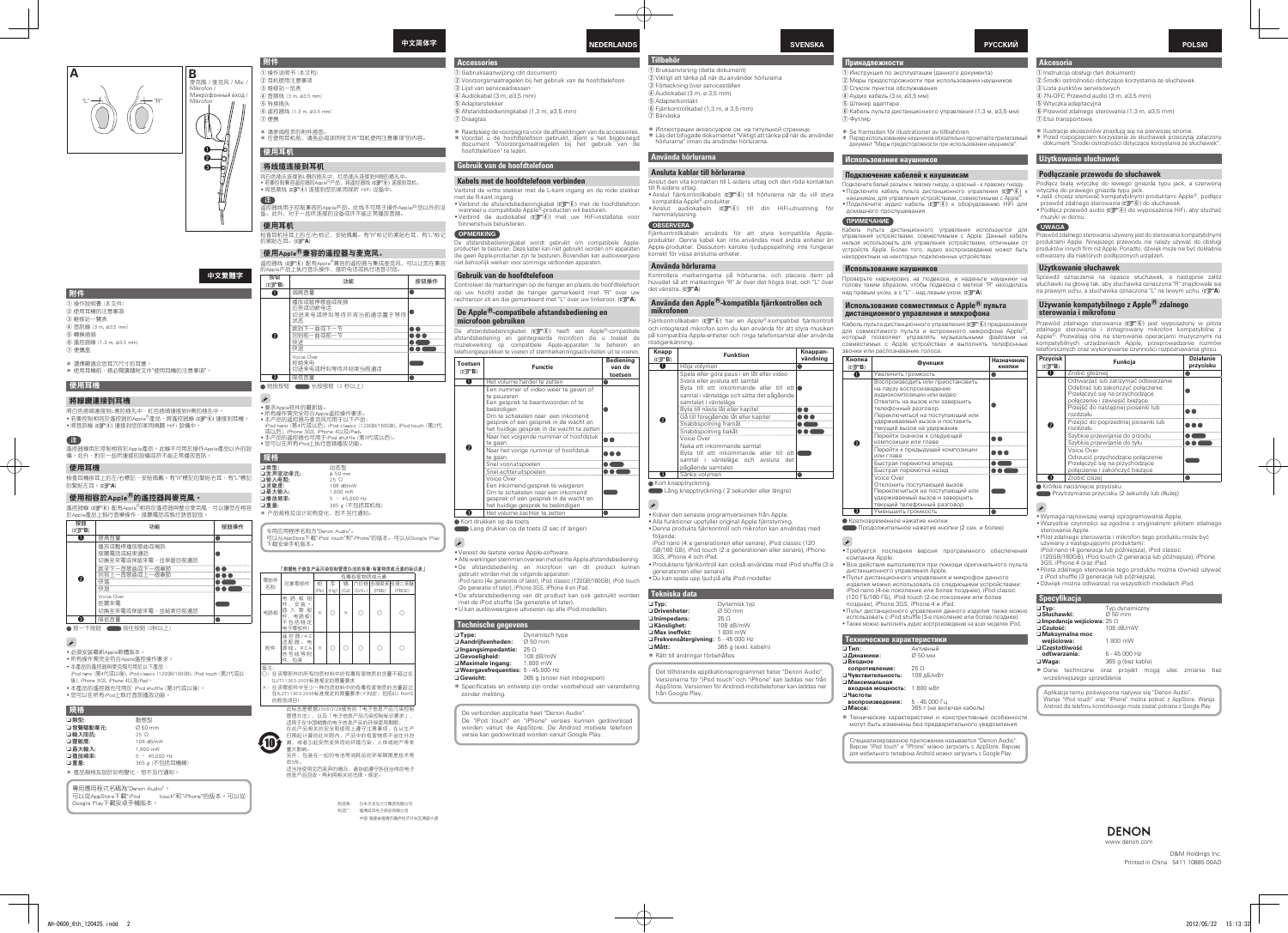**A**

"L" "R"

**B**

Микрофон / Mikrofon / Микрофонный вход / Mikrofon

❶ ❷ ❸

# 中文繁體字

## 附件

① 操作說明書（本文件）
② 使用耳機的注意事項
③ 維修站一覽表
④ 音訊線（3 m, ø3.5 mm）
⑤ 轉換插頭
⑥ 遙控器線（1.3 m, ø3.5 mm）
⑦ 便攜袋

＊ 選擇購適合您其他附件。
＊ 使用耳機前，務必閱讀隨附文件"使用耳機的注意事項"。

## 使用耳機

### 將纜線連接到耳機

將白色纜線連接到L側的插孔中，紅色纜線連接到R側的插孔中。
• 若要使用相容的Apple®產品，將遙控器線（☞⑥）連接到耳機。
• 將音訊線（☞④）連接到您的家用HiFi設備中。

**注**
遙控器線用於控制兼容的Apple產品。此線不可用於操作Apple產品以外的設備。此外，對於一些裝置可能無法正常播放音訊。

### 使用耳機

檢查耳機耳上的左/右標記，安裝耳機。有"R"標記的聲貼右耳，有"L"標記的聲貼左耳。（☞A）

### 使用相容於Apple®的遙控器與麥克風。

遙控器線（☞⑥）配有Apple®相容的遙控器與麥克風，可以使用您在兼容的Apple產品上執行音樂操作，接聽電話或執行語音控制。

| 按鈕 (☞B) | 功能 | 按鈕操作 |
|---|---|---|
| ❶ | 提高音量 | ● |
| ❷ | 播放或暫停播放曲或視訊 接聽電話或結束通話 切換至來電或保留來電，並保留目前通話 | ● |
| | 跳至下一首歌曲或下一個章節 | ●● |
| | 跳至上一首歌曲或上一個章節 | ●●● |
| | 快進 | ●● ▬ |
| | 快退 | ●●● ▬ |
| | Voice Over 拒聽來電 切換至來電並保留來電，並結束目前通話 | ▬ |
| ❸ | 降低音量 | ● |

● 按一下按鈕　▬ 按住按鈕（2秒以上）

• 必須安裝最新Apple軟體版本。
• 所有操作需完全符合Apple遙控操作要求。
• 本產品的遙控器與麥克風可用於以下產品：
iPod nano（第4代或以後），iPod classic（120GB/160GB），iPod touch（第2代或以後），iPhone 3GS，iPhone 4以及iPad。
• 本產品的遙控器也可用於iPod shuffle（第3代或以後）。
• 您可以在所有iPod上執行音訊播放功能。

## 規格

- 類型：動態型
- 發聲驅動單元：Ø 50 mm
- 輸入阻抗：25 Ω
- 靈敏度：108 dB/mW
- 最大輸入：1,800 mW
- 播放頻率：5 – 45,000 Hz
- 重量：365 g（不包括耳機線）

＊ 產品規格及設計如有變化，恕不另行通知。

專用應用程式名稱為"Denon Audio"。
可以從AppStore下載"iPod touch"和"iPhone"的版本，可以從Google Play下載安卓手機版本。

# 中文简体字

## 附件

① 操作说明书（本文件）
② 耳机使用注意事项
③ 维修点一览表
④ 音频线（3 m, ø3.5 mm）
⑤ 转换插头
⑥ 遥控器线（1.3 m, ø3.5 mm）
⑦ 便携

＊ 请参阅您所附件简图。
＊ 在使用耳机前，请务必阅读随附文件"耳机使用注意事项"的内容。

## 使用耳机

### 将线缆连接到耳机

将白色插头连接到L侧的插孔中，红色插头连接到R侧的插孔中。
• 若要与兼容适配器的Apple®产品，将遥控器线（☞⑥）连接到耳机。
• 将音频线（☞④）连接到您的家用HiFi设备中。

**注**
遥控器线用于控制兼容的Apple产品。此线不可用于操作Apple产品以外的设备。此外，对于一些连接的设备可能无法正常播放音频。

### 使用耳机

检查耳机耳罩上的左/右标记，安装耳机。有"R"标记的戴贴右耳，有"L"标记的戴贴左耳。（☞A）

### 使用Apple®兼容的遥控器与麦克风。

遥控器线（☞⑥）配有Apple®兼容的遥控器与麦克风，可以让您在兼容的Apple产品上执行音乐操作，接听电话或执行语音控制。

| 按钮 (☞B) | 功能 | 按钮操作 |
|---|---|---|
| ❶ | 调高音量 | ● |
| ❷ | 播放或暂停播放曲或视频 应答或结束电话 切换正在来电或呼叫等待并将当前通话置于等待状态 | ● |
| | 跳到下一首或下一节 | ●● |
| | 回到前一首或前一节 | ●●● |
| | 快进 | ●● ▬ |
| | 快退 | ●●● ▬ |
| | Voice Over 拒绝来电 切换至来电或呼叫等待并结束当前通话 | ▬ |
| ❸ | 降低音量 | ● |

● 短按按钮　▬ 长按按钮（2秒以上）

• 要求Apple软件的最新版。
• 所有操作需完全符合Apple遥控操作要求。
• 本产品的遥控器与麦克风可用于以下产品：
iPod nano（第4代或以后），iPod classic（120GB/160GB），iPod touch（第2代或以后），iPhone 3GS，iPhone 4以及iPad。
• 本产品的遥控器也可用于iPod shuffle（第3代或以后）。
• 您可以在所有iPod上执行音频播放功能。

## 规格

- 类型：动态型
- 发声驱动单元：ø 50 mm
- 输入阻抗：25 Ω
- 灵敏度：108 dB/mW
- 最大输入：1,800 mW
- 播放频率：5 – 45,000 Hz
- 重量：365 g（不包括耳机线）

＊ 产品规格及设计如有变化，恕不另行通知。

专用应用程序名称为"Denon Audio"。
可以从AppStore下载"iPod touch"和"iPhone"的版本。可以从Google Play下载安卓手机版本。

「根据电子信息产品污染控制管理办法的有毒・有害物质或元素的标识表」

| 零部件名称 | 对象零部件 | 铅 (Pb) | 汞 (Hg) | 镉 (Cd) | 六价铬 (Cr6+) | 多溴联苯 (PBB) | 多溴二苯醚 (PBDE) |
|---|---|---|---|---|---|---|---|
| 电路板 | 电路板组件，安装：焊入零部件，电路板：不包括导线电子零部件 | × | ○ | × | ○ | ○ | ○ |
| 附件 | 适配器（AC适配器，电源线，RCA线材线等附件）包装 | × | ○ | ○ | ○ | ○ | ○ |

备注：
○：在该零部件的所有均质材料中的有毒有害物质的含量不超过在SJ/T11363-2006标准规定的限量要求以下。
×：在该零部件中至少一种均质材料中的有毒有害物质的含量超过在SJ/T11363-2006标准规定的限量要求(不可避，在EU RoHS的豁免项目)

10

此标志适用于2006/2/28颁布的《电子信息产品污染控制管理办法》，以及《电子信息产品污染控制标识要求》，适用于在中国销售的电子信息产品的环保使用期限。
在此产品所有关的安全和使用注意事项中，在从生产日期起计算的此年限内，产品中所有有害物质不会往外泄漏，或者引起突变而导致环境污染，人身或财产带来重大影响。
另外，包装在一起的电池等消耗品的环保期限是其本身的5年。
适当将使用完的废弃的情况，请协助遵守各自地域的电子信息产品回收，再利用有关的法律，规定。

制造：　日本天龙马兰士株式会社
制造厂：福清和成电子制造有限公司
中国 福建省福清市融侨经济开发区清湿大道

# NEDERLANDS

## Accessories

① Gebruiksaanwijzing (dit document)
② Voorzorgsmaatregelen bij het gebruik van de hoofdtelefoon
③ Lijst van serviceadressen
④ Audiokabel (3 m, ø3,5 mm)
⑤ Adapterstekker
⑥ Afstandsbedieningskabel (1,3 m, ø3,5 mm)
⑦ Draagtas

＊ Raadpleeg de voorpagina voor de afbeeldingen van de accessoires.
＊ Voordat u de hoofdtelefoon gebruikt, dient u het bijgevoegd document "Voorzorgsmaatregelen bij het gebruik van de hoofdtelefoon" te lezen.

## Gebruik van de hoofdtelefoon

### Kabels met de hoofdtelefoon verbinden

Verbind de witte stekker met de L-kant ingang en de rode stekker met de R-kant ingang.
• Verbind de afstandsbedieningkabel (☞⑥) met de hoofdtelefoon wanneer u compatibele Apple®-producten wil besturen.
• Verbind de audiokabel (☞④) met uw HiFi-installatie voor binnenshuis beluisteren.

**OPMERKING**
De afstandsbedieningkabel wordt gebruikt om compatibele Apple-producten te besturen. Deze kabel kan niet gebruikt worden om apparaten die geen Apple-producten zijn te besturen. Bovendien kan audioweergave niet behoorlijk werken voor sommige verbonden apparaten.

### Gebruik van de hoofdtelefoon

Controleer de markeringen op de hanger en plaats de hoofdtelefoon op uw hoofd zodat de hanger gemarkeerd met "R" over uw rechteroor zit en die gemarkeerd met "L" over uw linkeroor. (☞A)

### De Apple®-compatibele afstandsbediening en microfoon gebruiken

De afstandsbedieningkabel (☞⑥) heeft een Apple®-compatibele afstandsbediening en geïntegreerde microfoon die u toelaat de muziekweergave op compatible Apple-apparaten te beheren en telefoongesprekken te voeren of stemherkenningsactiviteiten uit te voeren.

| Toetsen (☞B) | Functie | Bediening van de toetsen |
|---|---|---|
| ❶ | Het volume harder te zetten | ● |
| ❷ | Een nummer of video weer te geven of te pauzeren Een gesprek te beantwoorden of te beëindigen Om te schakelen naar een inkomend gesprek of een gesprek in de wacht en het huidige gesprek in de wacht te zetten | ● |
| | Naar het volgende nummer of hoofdstuk te gaan | ●● |
| | Naar het vorige nummer of hoofdstuk te gaan | ●●● |
| | Snel vooruitspoelen | ●● ▬ |
| | Snel achteruitspoelen | ●●● ▬ |
| | Voice Over Een inkomend gesprek te weigeren Om te schakelen naar een inkomend gesprek of een gesprek in de wacht en het huidige gesprek te beëindigen | ▬ |
| ❸ | Het volume zachter te zetten | ● |

● Kort drukken op de toets
▬ Lang drukken op de toets (2 sec of langer)

• Vereist de laatste versie Apple-software.
• Alle werkingen stemmen overeen met echte Apple afstandsbediening.
• De afstandsbediening en microfoon van dit product kunnen gebruikt worden met de volgende apparaten:
iPod nano (4e generatie of later), iPod classic (120GB/160GB), iPod touch (2e generatie of later), iPhone 3GS, iPhone 4 en iPad.
• De afstandsbediening van dit product kan ook gebruikt worden met de iPod shuffle (3e generatie of later).
• U kan audioweergave uitvoeren op alle iPod-modellen.

## Technische gegevens

- Type: Dynamisch type
- Aandrijfeenheden: Ø 50 mm
- Ingangsimpedantie: 25 Ω
- Gevoeligheid: 108 dB/mW
- Maximale ingang: 1.800 mW
- Weergavefrequenties: 5 - 45.000 Hz
- Gewicht: 365 g (snoer niet inbegrepen)

＊ Specificaties en ontwerp zijn onder voorbehoud van verandering zonder melding.

De verbonden applicatie heet "Denon Audio".
De "iPod touch" en "iPhone" versies kunnen gedownload worden vanuit de AppStore. De Android mobiele telefoon versie kan gedownload worden vanuit Google Play.

# SVENSKA

## Tillbehör

① Bruksanvisning (detta dokument)
② Viktigt att tänka på när du använder hörlurarna
③ Förteckning över servicetällen
④ Audiokabel (3 m, ø3,5 mm)
⑤ Adapterkontakt
⑥ Fjärrkontrollkabel (1,3 m, ø3,5 mm)
⑦ Bärväska

＊ Illustrationer av tillbehören finns på framsidan.
＊ Läs det bifogade dokumentet "Viktigt att tänka på när du använder hörlurarna" innan du använder hörlurarna.

## Använda hörlurarna

### Ansluta kablar till hörlurarna

Anslut den vita kontakten till L-sidans uttag och den röda kontakten till R-sidans uttag.
• Anslut fjärrkontrollkabeln (☞⑥) till hörlurarna när du vill styra kompatibla Apple®-produkter.
• Anslut audiokabeln (☞④) till din HiFi-utrustning för hemmalyssning.

**OBSERVERA**
Fjärrkontrollkabeln används för att styra kompatibla Apple-produkter. Denna kabel kan inte användas med andra enheter än Apple-produkter. Dessutom kanske ljuduppspelning inte fungerar korrekt för vissa anslutna enheter.

### Använda hörlurarna

Kontrollera markeringarna på hörlurarna, och placera dem på huvudet så att markeringen "R" är över det högra örat, och "L" över det vänstra. (☞A)

### Använda den Apple®-kompatibla fjärrkontrollen och mikrofonen

Fjärrkontrollkabeln (☞⑥) har en Apple®-kompatibel fjärrkontroll och integrerad mikrofon som du kan använda för att styra musiken på kompatibla Apple-enheter och ringa telefonsamtal eller använda röstigenkänning.

| Knapp (☞B) | Funktion | Knappanvändning |
|---|---|---|
| ❶ | Höja volymen | ● |
| ❷ | Spela eller göra paus i en låt eller video Svara eller avsluta ett samtal Byta till ett inkommande eller till ett samtal i väntläge och sätta det pågående samtalet i vänteläge | ● |
| | Byta till nästa låt eller kapitel | ●● |
| | Gå till föregående låt eller kapitel | ●●● |
| | Snabbspolning framåt | ●● ▬ |
| | Snabbspolning bakåt | ●●● ▬ |
| | Voice Over Neka ett inkommande samtal Byta till ett inkommande eller till ett samtal i vänteläge och avsluta det pågående samtalet | ▬ |
| ❸ | Sänka volymen | ● |

● Kort knapptryckning
▬ Lång knapptryckning (2 sekunder eller längre)

• Kräver den senaste programversionen från Apple.
• Alla funktioner uppfyller original Apple fjärrstyrning.
• Denna produkts fjärrkontroll och mikrofon kan användas med följande:
iPod nano (4:e generationen eller senare), iPod classic (120 GB/160 GB), iPod touch (2:a generationen eller senare), iPhone 3GS, iPhone 4 och iPad.
• Produktens fjärrkontroll kan också användas med iPod shuffle (3:e generationen eller senare).
• Du kan spela upp ljud på alla iPod-modeller.

## Tekniska data

- Typ: Dynamisk typ
- Drivenheter: Ø 50 mm
- Inimpedans: 25 Ω
- Känslighet: 108 dB/mW
- Max ineffekt: 1 800 mW
- Frekvensåtergivning: 5 - 45 000 Hz
- Mått: 365 g (exkl. kabeln)

＊ Rätt till ändringar förbehålles

Det tillhörande applikationsprogrammet heter "Denon Audio".
Versionerna för "iPod touch" och "iPhone" kan laddas ner från AppStore. Versionen för Android-mobiltelefoner kan laddas ner från Google Play.

# РУССКИЙ

## Принадлежности

① Инструкция по эксплуатации (данного документа)
② Меры предосторожности при использовании наушников
③ Список пунктов обслуживания
④ Аудио кабель (3 м, ø3,5 мм)
⑤ Штекер адаптера
⑥ Кабель пульта дистанционного управления (1,3 м, ø3,5 мм)
⑦ Футляр

＊ Se framsidan för illustrationer av tillbehören.
＊ Перед использованием наушников обязательно прочитайте прилагаемый документ "Меры предосторожности при использовании наушников".

## Использование наушников

### Подключение кабелей к наушникам

Подключите белый разъем к левому гнезду, а красный - к правому гнезду.
• Подключите кабель пульта дистанционного управления (☞⑥) к наушникам, для управления устройствами, совместимыми с Apple®.
• Подключите аудио кабель (☞④) к оборудованию HiFi для домашнего прослушивания.

**ПРИМЕЧАНИЕ**
Кабель пульта дистанционного управления используется для управления устройствами, совместимыми с Apple. Данный кабель нельзя использовать для управления устройствами, отличными от устройств Apple. Более того, аудио воспроизведение может быть некорректным на некоторых подключенных устройствах.

### Использование наушников

Проверьте маркировку на подвеске, и наденьте наушники на голову таким образом, чтобы подвеска с меткой "R" находилась над правым ухом, а с "L" - над левым ухом. (☞A)

### Использование совместимых с Apple® пульта дистанционного управления и микрофона

Кабель пульта дистанционного управления (☞⑥) предназначен для совместного пульта и встроенного микрофона Apple®, который позволяет управлять музыкальными файлами на совместимых с Apple устройствах и выполнять телефонные звонки или распознавание голоса.

| Кнопка (☞B) | Функция | Назначение кнопки |
|---|---|---|
| ❶ | Увеличить громкость | ● |
| ❷ | Воспроизводить или приостановить на паузу воспроизведение аудиокомпозиции или видео Ответить на вызов или завершить телефонный разговор. Переключиться на поступающий или удерживаемый вызов и поставить текущий вызов на удержание | ● |
| | Перейти скачком к следующей композиции или главе | ●● |
| | Перейти к предыдущей композиции или главе | ●●● |
| | Быстрая перемотка вперед | ●● ▬ |
| | Быстрая перемотка назад | ●●● ▬ |
| | Voice Over Отклонить поступающий вызов Переключиться на поступающий или удерживаемый вызов и завершить текущий телефонный разговор | ▬ |
| ❸ | Уменьшить громкость | ● |

● Кратковременное нажатие кнопки
▬ Продолжительное нажатие кнопки (2 сек. и более)

• Требуется последняя версия программного обеспечения компании Apple.
• Все действия выполняются при помощи оригинального пульта дистанционного управления Apple.
• Пульт дистанционного управления и микрофон данного изделия можно использовать со следующими устройствами:
iPod nano (4-ое поколение или более позднее), iPod classic (120 ГБ/160 ГБ), iPod touch (2-ое поколение или более позднее), iPhone 3GS, iPhone 4 и iPad.
• Пульт дистанционного управления данного изделия также можно использовать с iPod shuffle (3-е поколение или более позднее).
• Также можно выполнять аудио воспроизведение на всех моделях iPod.

## Технические характеристики

- Тип: Активный
- Динамики: Ø 50 мм
- Входное сопротивление: 25 Ω
- Чувствительность: 108 дБ/мВт
- Максимальная входная мощность: 1 800 мВт
- Частоты воспроизведения: 5 – 45 000 Гц
- Масса: 365 г (не включая кабель)

＊ Технические характеристики и конструктивные особенности могут быть изменены без предварительного уведомления

Специализированное приложение называется "Denon Audio". Версии "iPod touch" и "iPhone" можно загрузить с AppStore. Версию для мобильного телефона Android можно загрузить с Google Play.

# POLSKI

## Akcesoria

① Instrukcja obsługi (ten dokument)
② Środki ostrożności dotyczące korzystania ze słuchawek
③ Lista punktów serwisowych
④ 7N-OFC Przewód audio (3 m, ø3,5 mm)
⑤ Wtyczka adaptacyjna
⑥ Przewód zdalnego sterowania (1,3 m, ø3,5 mm)
⑦ Etui transportowe

＊ Ilustracje akcesoriów znajdują się na pierwszej stronie.
＊ Przed rozpoczęciem korzystania ze słuchawek przeczytaj załączony dokument "Środki ostrożności dotyczące korzystania ze słuchawek".

## Użytkowanie słuchawek

### Podłączanie przewodu do słuchawek

Podłącz białą wtyczkę do lewego gniazda typu jack, a czerwoną wtyczkę do prawego gniazda typu jack.
• Jeśli chcesz sterować kompatybilnymi produktami Apple®, podłącz przewód zdalnego sterowania (☞⑥) do słuchawek.
• Podłącz przewód audio (☞④) do wyposażenia HiFi, aby słuchać muzyki w domu.

**UWAGA**
Przewód zdalnego sterowania używany jest do sterowania kompatybilnymi produktami Apple. Niniejszego przewodu nie należy używać do obsługi produktów innych firm niż Apple. Ponadto, dźwięk może nie być dokładnie odtwarzany dla niektórych podłączonych urządzeń.

### Użytkowanie słuchawek

Sprawdź oznaczenia na opasce słuchawek, a następnie załóż słuchawki na głowę tak, aby słuchawka oznaczona "R" znajdowała się na prawym uchu, a słuchawka oznaczona "L" na lewym uchu. (☞A)

### Używanie kompatybilnego z Apple® zdalnego sterowania i mikrofonu

Przewód zdalnego sterowania (☞⑥) jest wyposażony w pilota zdalnego sterowania i zintegrowany mikrofon kompatybilne z Apple®. Pozwalają one na sterowanie operacjami muzycznymi na kompatybilnych urządzeniach Apple, przeprowadzanie rozmów telefonicznych oraz wykonywanie czynności rozpoznawania głosu.

| Przycisk (☞B) | Funkcja | Działanie przycisku |
|---|---|---|
| ❶ | Zrobić głośniej | ● |
| ❷ | Odtwarzać lub zatrzymać odtwarzanie Odebrać lub zakończyć połączenie Przełączyć się na przychodzące połączenie i zawiesić bieżące | ● |
| | Przejść do następnej piosenki lub rozdziału | ●● |
| | Przejść do poprzedniej piosenki lub rozdziału | ●●● |
| | Szybkie przewijanie do przodu | ●● ▬ |
| | Szybkie przewijanie do tyłu | ●●● ▬ |
| | Voice Over Odrzucić przychodzące połączenie Przełączyć się na przychodzące połączenie i zakończyć bieżące | ▬ |
| ❸ | Zrobić ciszej | ● |

● Krótkie naciśnięcie przycisku
▬ Przytrzymanie przycisku (2 sekundy lub dłużej)

• Wymaga najnowszej wersji oprogramowania Apple.
• Wszystkie czynności są zgodne z oryginalnym pilotem zdalnego sterowania Apple.
• Pilot zdalnego sterowania i mikrofon tego produktu może być używany z następującymi produktami:
iPod nano (4 generacja lub późniejsza), iPod classic (120GB/160GB), iPod touch (2 generacja lub późniejsza), iPhone 3GS, iPhone 4 oraz iPad.
• Pilota zdalnego sterowania tego produktu można również używać z iPod shuffle (3 generacja lub późniejsza).
• Dźwięk można odtwarzać na wszystkich modelach iPod.

## Specyfikacja

- Typ: Typ dynamiczny
- Słuchawki: Ø 50 mm
- Impedancja wejściowa: 25 Ω
- Czułość: 108 dB/mW
- Maksymalna moc wejściowa: 1 800 mW
- Częstotliwość odtwarzania: 5 - 45 000 Hz
- Waga: 365 g (bez kabla)

＊ Dane techniczne oraz projekt mogą ulec zmianie bez wcześniejszego uprzedzenia

Aplikacja temu poświęcona nazywa się "Denon Audio".
Wersje "iPod touch" oraz "iPhone" można pobrać z AppStore. Wersja Android dla telefonu komórkowego może zostać pobrana z Google Play.

DENON
www.denon.com

D&M Holdings Inc.
Printed in China　5411 10885 00AD